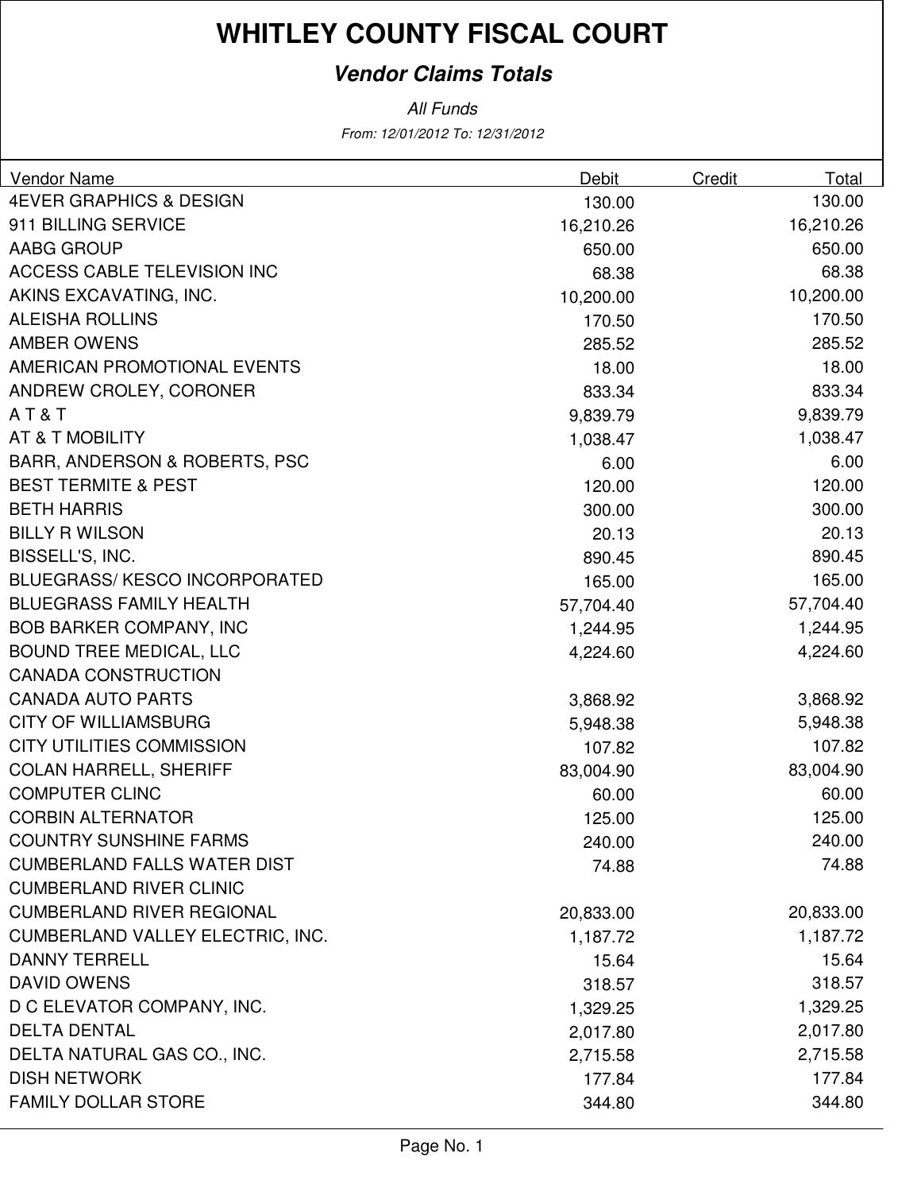# WHITLEY COUNTY FISCAL COURT

***Vendor Claims Totals***

*All Funds*

*From: 12/01/2012 To: 12/31/2012*

| Vendor Name | Debit | Credit | Total |
|---|---|---|---|
| 4EVER GRAPHICS & DESIGN | 130.00 | | 130.00 |
| 911 BILLING SERVICE | 16,210.26 | | 16,210.26 |
| AABG GROUP | 650.00 | | 650.00 |
| ACCESS CABLE TELEVISION INC | 68.38 | | 68.38 |
| AKINS EXCAVATING, INC. | 10,200.00 | | 10,200.00 |
| ALEISHA ROLLINS | 170.50 | | 170.50 |
| AMBER OWENS | 285.52 | | 285.52 |
| AMERICAN PROMOTIONAL EVENTS | 18.00 | | 18.00 |
| ANDREW CROLEY, CORONER | 833.34 | | 833.34 |
| A T & T | 9,839.79 | | 9,839.79 |
| AT & T MOBILITY | 1,038.47 | | 1,038.47 |
| BARR, ANDERSON & ROBERTS, PSC | 6.00 | | 6.00 |
| BEST TERMITE & PEST | 120.00 | | 120.00 |
| BETH HARRIS | 300.00 | | 300.00 |
| BILLY R WILSON | 20.13 | | 20.13 |
| BISSELL'S, INC. | 890.45 | | 890.45 |
| BLUEGRASS/ KESCO INCORPORATED | 165.00 | | 165.00 |
| BLUEGRASS FAMILY HEALTH | 57,704.40 | | 57,704.40 |
| BOB BARKER COMPANY, INC | 1,244.95 | | 1,244.95 |
| BOUND TREE MEDICAL, LLC | 4,224.60 | | 4,224.60 |
| CANADA CONSTRUCTION | | | |
| CANADA AUTO PARTS | 3,868.92 | | 3,868.92 |
| CITY OF WILLIAMSBURG | 5,948.38 | | 5,948.38 |
| CITY UTILITIES COMMISSION | 107.82 | | 107.82 |
| COLAN HARRELL, SHERIFF | 83,004.90 | | 83,004.90 |
| COMPUTER CLINC | 60.00 | | 60.00 |
| CORBIN ALTERNATOR | 125.00 | | 125.00 |
| COUNTRY SUNSHINE FARMS | 240.00 | | 240.00 |
| CUMBERLAND FALLS WATER DIST | 74.88 | | 74.88 |
| CUMBERLAND RIVER CLINIC | | | |
| CUMBERLAND RIVER REGIONAL | 20,833.00 | | 20,833.00 |
| CUMBERLAND VALLEY ELECTRIC, INC. | 1,187.72 | | 1,187.72 |
| DANNY TERRELL | 15.64 | | 15.64 |
| DAVID OWENS | 318.57 | | 318.57 |
| D C ELEVATOR COMPANY, INC. | 1,329.25 | | 1,329.25 |
| DELTA DENTAL | 2,017.80 | | 2,017.80 |
| DELTA NATURAL GAS CO., INC. | 2,715.58 | | 2,715.58 |
| DISH NETWORK | 177.84 | | 177.84 |
| FAMILY DOLLAR STORE | 344.80 | | 344.80 |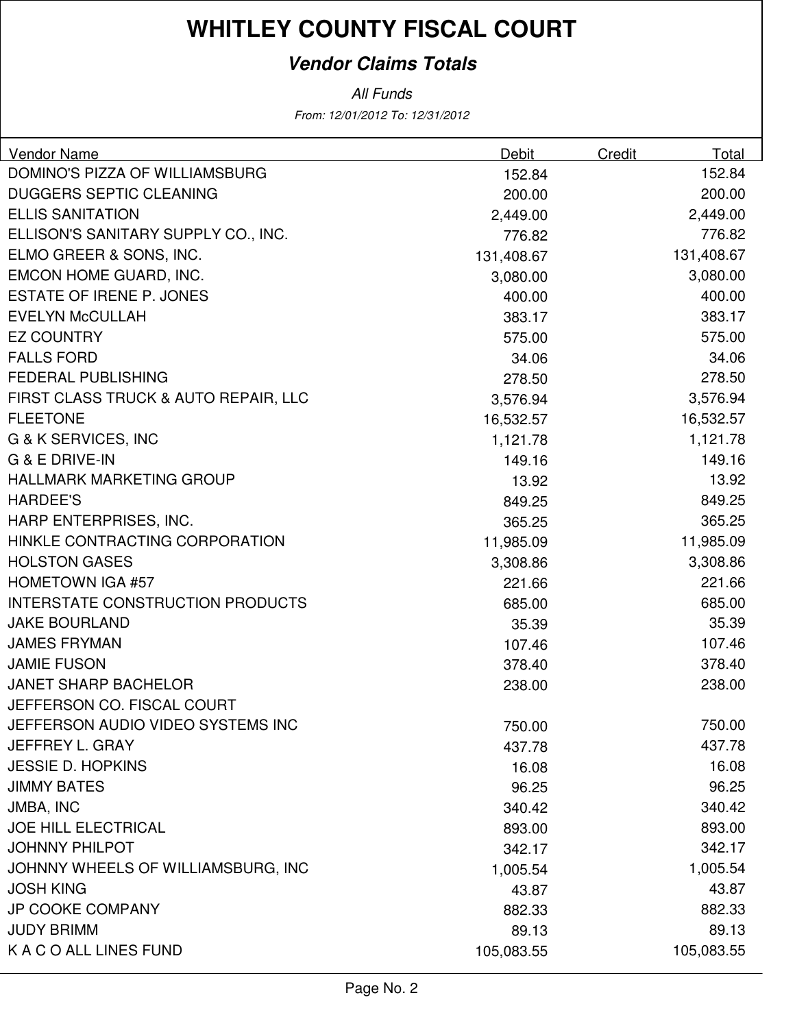# WHITLEY COUNTY FISCAL COURT

***Vendor Claims Totals***

*All Funds*

*From: 12/01/2012 To: 12/31/2012*

| Vendor Name | Debit | Credit | Total |
|---|---|---|---|
| DOMINO'S PIZZA OF WILLIAMSBURG | 152.84 | | 152.84 |
| DUGGERS SEPTIC CLEANING | 200.00 | | 200.00 |
| ELLIS SANITATION | 2,449.00 | | 2,449.00 |
| ELLISON'S SANITARY SUPPLY CO., INC. | 776.82 | | 776.82 |
| ELMO GREER & SONS, INC. | 131,408.67 | | 131,408.67 |
| EMCON HOME GUARD, INC. | 3,080.00 | | 3,080.00 |
| ESTATE OF IRENE P. JONES | 400.00 | | 400.00 |
| EVELYN McCULLAH | 383.17 | | 383.17 |
| EZ COUNTRY | 575.00 | | 575.00 |
| FALLS FORD | 34.06 | | 34.06 |
| FEDERAL PUBLISHING | 278.50 | | 278.50 |
| FIRST CLASS TRUCK & AUTO REPAIR, LLC | 3,576.94 | | 3,576.94 |
| FLEETONE | 16,532.57 | | 16,532.57 |
| G & K SERVICES, INC | 1,121.78 | | 1,121.78 |
| G & E DRIVE-IN | 149.16 | | 149.16 |
| HALLMARK MARKETING GROUP | 13.92 | | 13.92 |
| HARDEE'S | 849.25 | | 849.25 |
| HARP ENTERPRISES, INC. | 365.25 | | 365.25 |
| HINKLE CONTRACTING CORPORATION | 11,985.09 | | 11,985.09 |
| HOLSTON GASES | 3,308.86 | | 3,308.86 |
| HOMETOWN IGA #57 | 221.66 | | 221.66 |
| INTERSTATE CONSTRUCTION PRODUCTS | 685.00 | | 685.00 |
| JAKE BOURLAND | 35.39 | | 35.39 |
| JAMES FRYMAN | 107.46 | | 107.46 |
| JAMIE FUSON | 378.40 | | 378.40 |
| JANET SHARP BACHELOR | 238.00 | | 238.00 |
| JEFFERSON CO. FISCAL COURT | | | |
| JEFFERSON AUDIO VIDEO SYSTEMS INC | 750.00 | | 750.00 |
| JEFFREY L. GRAY | 437.78 | | 437.78 |
| JESSIE D. HOPKINS | 16.08 | | 16.08 |
| JIMMY BATES | 96.25 | | 96.25 |
| JMBA, INC | 340.42 | | 340.42 |
| JOE HILL ELECTRICAL | 893.00 | | 893.00 |
| JOHNNY PHILPOT | 342.17 | | 342.17 |
| JOHNNY WHEELS OF WILLIAMSBURG, INC | 1,005.54 | | 1,005.54 |
| JOSH KING | 43.87 | | 43.87 |
| JP COOKE COMPANY | 882.33 | | 882.33 |
| JUDY BRIMM | 89.13 | | 89.13 |
| K A C O ALL LINES FUND | 105,083.55 | | 105,083.55 |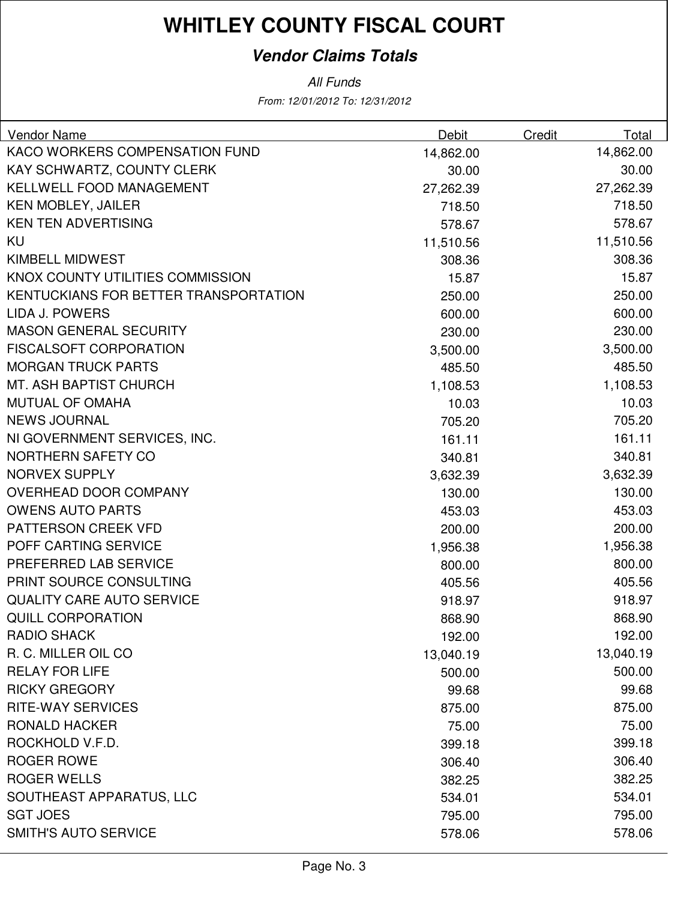# WHITLEY COUNTY FISCAL COURT

## *Vendor Claims Totals*

*All Funds*

*From: 12/01/2012 To: 12/31/2012*

| Vendor Name | Debit | Credit | Total |
|---|---|---|---|
| KACO WORKERS COMPENSATION FUND | 14,862.00 | | 14,862.00 |
| KAY SCHWARTZ, COUNTY CLERK | 30.00 | | 30.00 |
| KELLWELL FOOD MANAGEMENT | 27,262.39 | | 27,262.39 |
| KEN MOBLEY, JAILER | 718.50 | | 718.50 |
| KEN TEN ADVERTISING | 578.67 | | 578.67 |
| KU | 11,510.56 | | 11,510.56 |
| KIMBELL MIDWEST | 308.36 | | 308.36 |
| KNOX COUNTY UTILITIES COMMISSION | 15.87 | | 15.87 |
| KENTUCKIANS FOR BETTER TRANSPORTATION | 250.00 | | 250.00 |
| LIDA J. POWERS | 600.00 | | 600.00 |
| MASON GENERAL SECURITY | 230.00 | | 230.00 |
| FISCALSOFT CORPORATION | 3,500.00 | | 3,500.00 |
| MORGAN TRUCK PARTS | 485.50 | | 485.50 |
| MT. ASH BAPTIST CHURCH | 1,108.53 | | 1,108.53 |
| MUTUAL OF OMAHA | 10.03 | | 10.03 |
| NEWS JOURNAL | 705.20 | | 705.20 |
| NI GOVERNMENT SERVICES, INC. | 161.11 | | 161.11 |
| NORTHERN SAFETY CO | 340.81 | | 340.81 |
| NORVEX SUPPLY | 3,632.39 | | 3,632.39 |
| OVERHEAD DOOR COMPANY | 130.00 | | 130.00 |
| OWENS AUTO PARTS | 453.03 | | 453.03 |
| PATTERSON CREEK VFD | 200.00 | | 200.00 |
| POFF CARTING SERVICE | 1,956.38 | | 1,956.38 |
| PREFERRED LAB SERVICE | 800.00 | | 800.00 |
| PRINT SOURCE CONSULTING | 405.56 | | 405.56 |
| QUALITY CARE AUTO SERVICE | 918.97 | | 918.97 |
| QUILL CORPORATION | 868.90 | | 868.90 |
| RADIO SHACK | 192.00 | | 192.00 |
| R. C. MILLER OIL CO | 13,040.19 | | 13,040.19 |
| RELAY FOR LIFE | 500.00 | | 500.00 |
| RICKY GREGORY | 99.68 | | 99.68 |
| RITE-WAY SERVICES | 875.00 | | 875.00 |
| RONALD HACKER | 75.00 | | 75.00 |
| ROCKHOLD V.F.D. | 399.18 | | 399.18 |
| ROGER ROWE | 306.40 | | 306.40 |
| ROGER WELLS | 382.25 | | 382.25 |
| SOUTHEAST APPARATUS, LLC | 534.01 | | 534.01 |
| SGT JOES | 795.00 | | 795.00 |
| SMITH'S AUTO SERVICE | 578.06 | | 578.06 |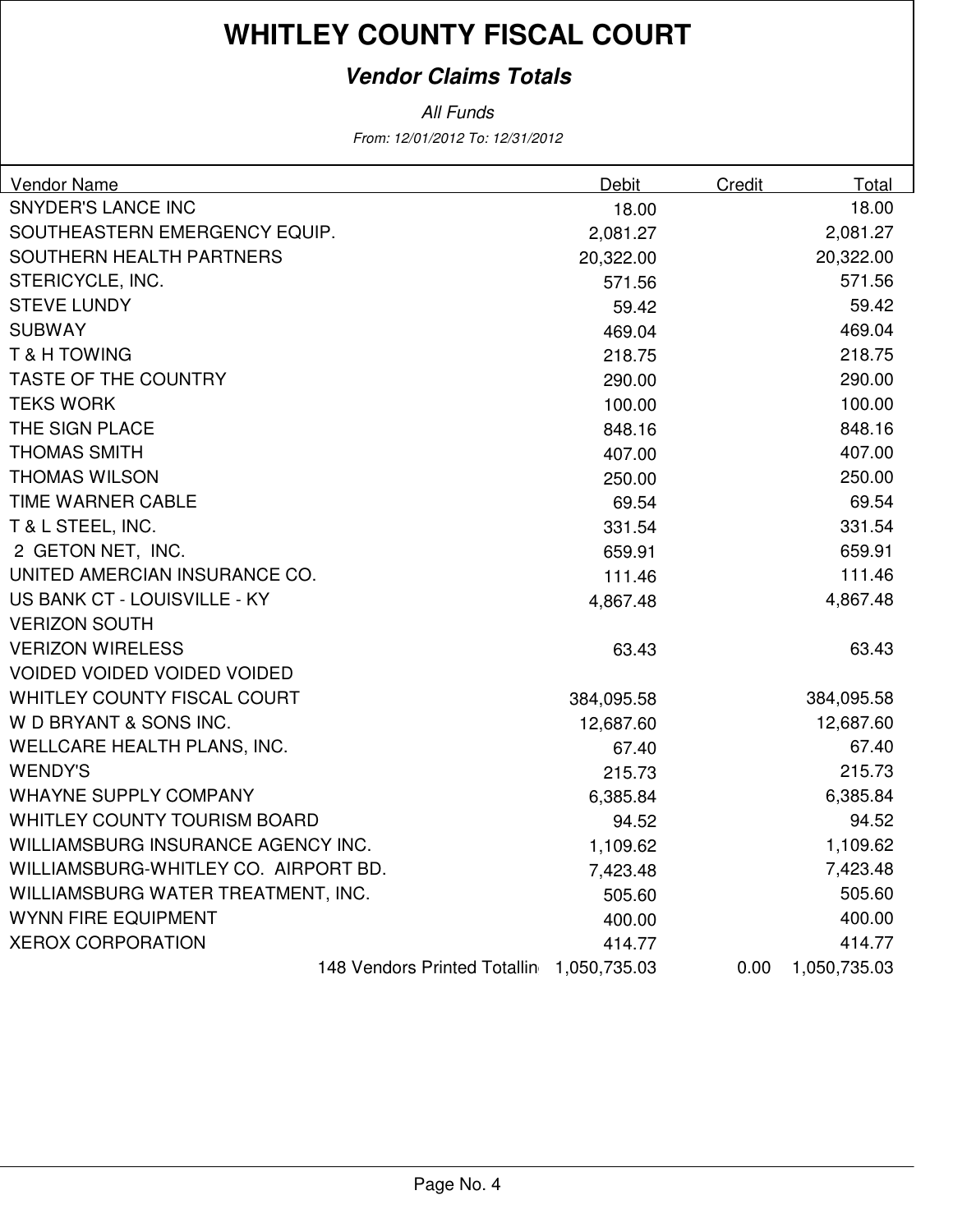# WHITLEY COUNTY FISCAL COURT

***Vendor Claims Totals***

*All Funds*

*From: 12/01/2012 To: 12/31/2012*

| Vendor Name | Debit | Credit | Total |
|---|---|---|---|
| SNYDER'S LANCE INC | 18.00 | | 18.00 |
| SOUTHEASTERN EMERGENCY EQUIP. | 2,081.27 | | 2,081.27 |
| SOUTHERN HEALTH PARTNERS | 20,322.00 | | 20,322.00 |
| STERICYCLE, INC. | 571.56 | | 571.56 |
| STEVE LUNDY | 59.42 | | 59.42 |
| SUBWAY | 469.04 | | 469.04 |
| T & H TOWING | 218.75 | | 218.75 |
| TASTE OF THE COUNTRY | 290.00 | | 290.00 |
| TEKS WORK | 100.00 | | 100.00 |
| THE SIGN PLACE | 848.16 | | 848.16 |
| THOMAS SMITH | 407.00 | | 407.00 |
| THOMAS WILSON | 250.00 | | 250.00 |
| TIME WARNER CABLE | 69.54 | | 69.54 |
| T & L STEEL, INC. | 331.54 | | 331.54 |
| 2 GETON NET, INC. | 659.91 | | 659.91 |
| UNITED AMERCIAN INSURANCE CO. | 111.46 | | 111.46 |
| US BANK CT - LOUISVILLE - KY | 4,867.48 | | 4,867.48 |
| VERIZON SOUTH | | | |
| VERIZON WIRELESS | 63.43 | | 63.43 |
| VOIDED VOIDED VOIDED VOIDED | | | |
| WHITLEY COUNTY FISCAL COURT | 384,095.58 | | 384,095.58 |
| W D BRYANT & SONS INC. | 12,687.60 | | 12,687.60 |
| WELLCARE HEALTH PLANS, INC. | 67.40 | | 67.40 |
| WENDY'S | 215.73 | | 215.73 |
| WHAYNE SUPPLY COMPANY | 6,385.84 | | 6,385.84 |
| WHITLEY COUNTY TOURISM BOARD | 94.52 | | 94.52 |
| WILLIAMSBURG INSURANCE AGENCY INC. | 1,109.62 | | 1,109.62 |
| WILLIAMSBURG-WHITLEY CO. AIRPORT BD. | 7,423.48 | | 7,423.48 |
| WILLIAMSBURG WATER TREATMENT, INC. | 505.60 | | 505.60 |
| WYNN FIRE EQUIPMENT | 400.00 | | 400.00 |
| XEROX CORPORATION | 414.77 | | 414.77 |
| 148 Vendors Printed Totallin | 1,050,735.03 | 0.00 | 1,050,735.03 |